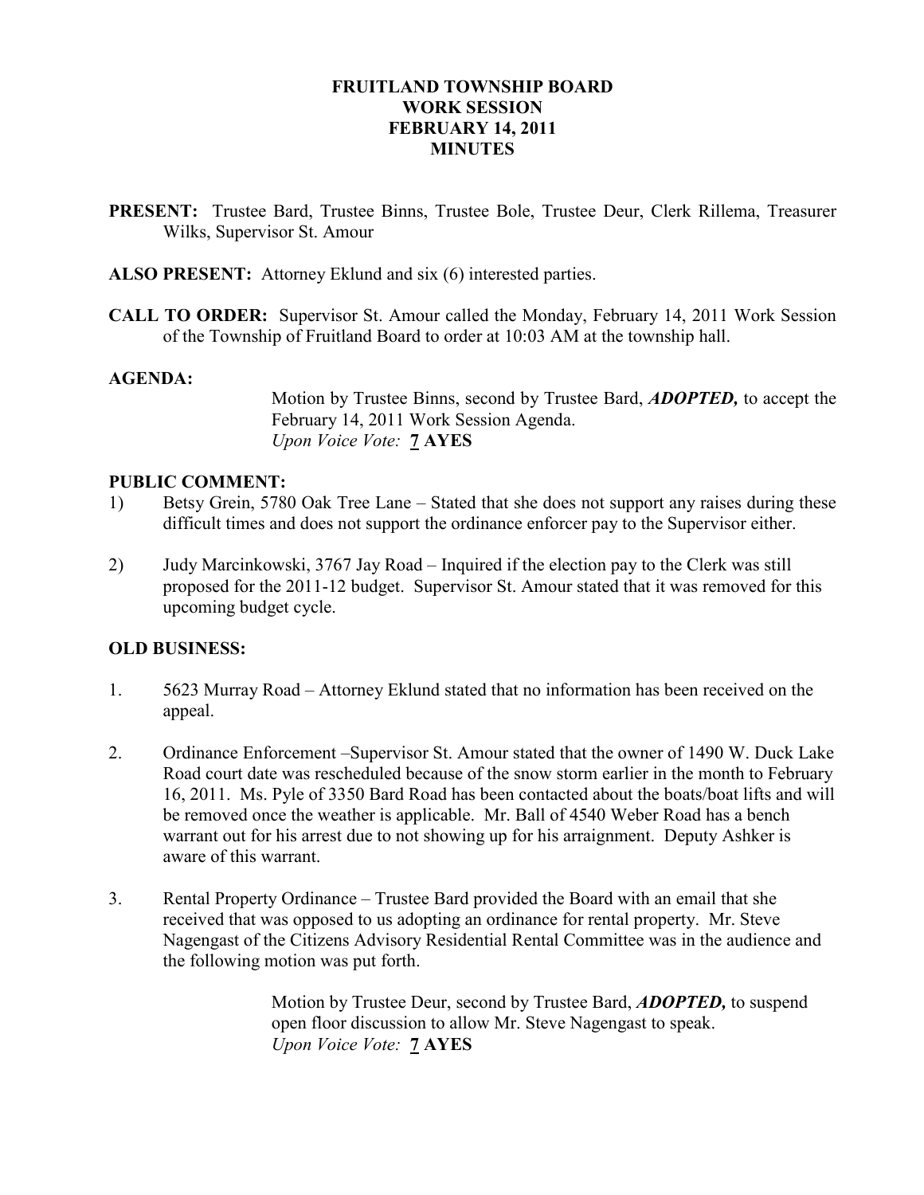# FRUITLAND TOWNSHIP BOARD
# WORK SESSION
# FEBRUARY 14, 2011
# MINUTES

**PRESENT:** Trustee Bard, Trustee Binns, Trustee Bole, Trustee Deur, Clerk Rillema, Treasurer Wilks, Supervisor St. Amour

**ALSO PRESENT:** Attorney Eklund and six (6) interested parties.

**CALL TO ORDER:** Supervisor St. Amour called the Monday, February 14, 2011 Work Session of the Township of Fruitland Board to order at 10:03 AM at the township hall.

**AGENDA:**

> Motion by Trustee Binns, second by Trustee Bard, ***ADOPTED,*** to accept the February 14, 2011 Work Session Agenda.
> *Upon Voice Vote:* **7 AYES**

**PUBLIC COMMENT:**

1) Betsy Grein, 5780 Oak Tree Lane – Stated that she does not support any raises during these difficult times and does not support the ordinance enforcer pay to the Supervisor either.

2) Judy Marcinkowski, 3767 Jay Road – Inquired if the election pay to the Clerk was still proposed for the 2011-12 budget. Supervisor St. Amour stated that it was removed for this upcoming budget cycle.

**OLD BUSINESS:**

1. 5623 Murray Road – Attorney Eklund stated that no information has been received on the appeal.

2. Ordinance Enforcement –Supervisor St. Amour stated that the owner of 1490 W. Duck Lake Road court date was rescheduled because of the snow storm earlier in the month to February 16, 2011. Ms. Pyle of 3350 Bard Road has been contacted about the boats/boat lifts and will be removed once the weather is applicable. Mr. Ball of 4540 Weber Road has a bench warrant out for his arrest due to not showing up for his arraignment. Deputy Ashker is aware of this warrant.

3. Rental Property Ordinance – Trustee Bard provided the Board with an email that she received that was opposed to us adopting an ordinance for rental property. Mr. Steve Nagengast of the Citizens Advisory Residential Rental Committee was in the audience and the following motion was put forth.

> Motion by Trustee Deur, second by Trustee Bard, ***ADOPTED,*** to suspend open floor discussion to allow Mr. Steve Nagengast to speak.
> *Upon Voice Vote:* **7 AYES**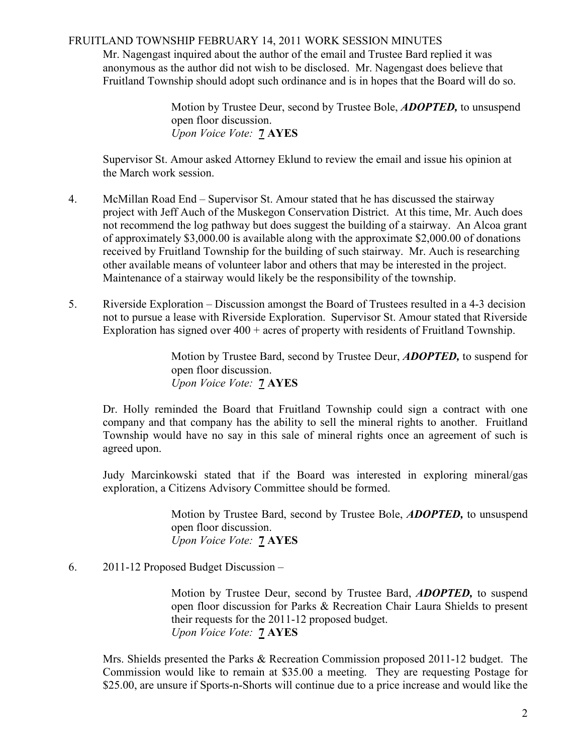Mr. Nagengast inquired about the author of the email and Trustee Bard replied it was anonymous as the author did not wish to be disclosed. Mr. Nagengast does believe that Fruitland Township should adopt such ordinance and is in hopes that the Board will do so.

> Motion by Trustee Deur, second by Trustee Bole, ***ADOPTED,*** to unsuspend open floor discussion.
> *Upon Voice Vote:* **7 AYES**

Supervisor St. Amour asked Attorney Eklund to review the email and issue his opinion at the March work session.

4. McMillan Road End – Supervisor St. Amour stated that he has discussed the stairway project with Jeff Auch of the Muskegon Conservation District. At this time, Mr. Auch does not recommend the log pathway but does suggest the building of a stairway. An Alcoa grant of approximately $3,000.00 is available along with the approximate $2,000.00 of donations received by Fruitland Township for the building of such stairway. Mr. Auch is researching other available means of volunteer labor and others that may be interested in the project. Maintenance of a stairway would likely be the responsibility of the township.

5. Riverside Exploration – Discussion amongst the Board of Trustees resulted in a 4-3 decision not to pursue a lease with Riverside Exploration. Supervisor St. Amour stated that Riverside Exploration has signed over 400 + acres of property with residents of Fruitland Township.

> Motion by Trustee Bard, second by Trustee Deur, ***ADOPTED,*** to suspend for open floor discussion.
> *Upon Voice Vote:* **7 AYES**

Dr. Holly reminded the Board that Fruitland Township could sign a contract with one company and that company has the ability to sell the mineral rights to another. Fruitland Township would have no say in this sale of mineral rights once an agreement of such is agreed upon.

Judy Marcinkowski stated that if the Board was interested in exploring mineral/gas exploration, a Citizens Advisory Committee should be formed.

> Motion by Trustee Bard, second by Trustee Bole, ***ADOPTED,*** to unsuspend open floor discussion.
> *Upon Voice Vote:* **7 AYES**

6. 2011-12 Proposed Budget Discussion –

> Motion by Trustee Deur, second by Trustee Bard, ***ADOPTED,*** to suspend open floor discussion for Parks & Recreation Chair Laura Shields to present their requests for the 2011-12 proposed budget.
> *Upon Voice Vote:* **7 AYES**

Mrs. Shields presented the Parks & Recreation Commission proposed 2011-12 budget. The Commission would like to remain at $35.00 a meeting. They are requesting Postage for $25.00, are unsure if Sports-n-Shorts will continue due to a price increase and would like the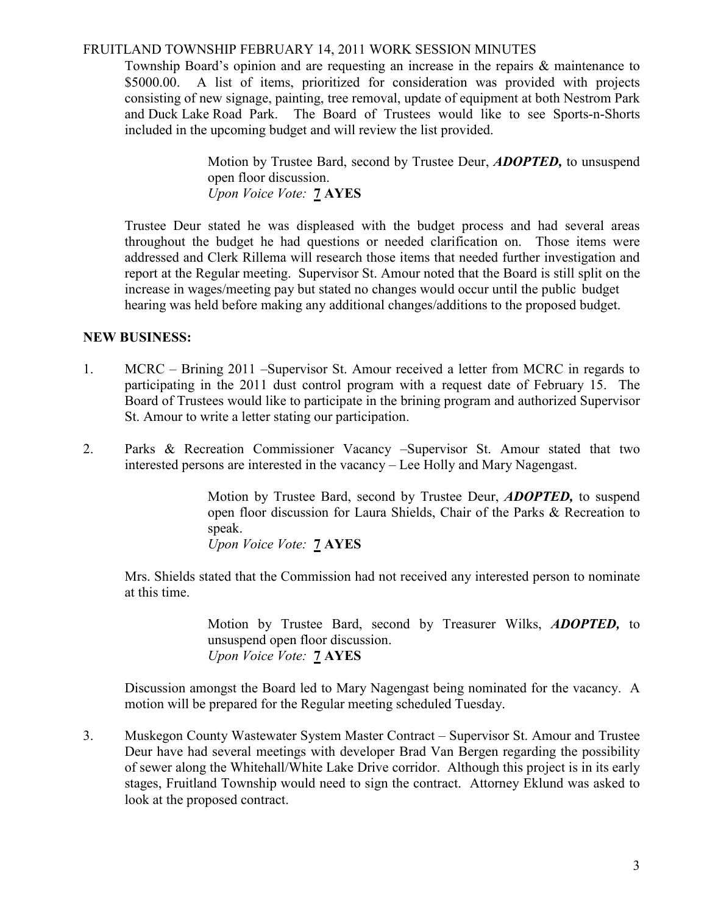Township Board's opinion and are requesting an increase in the repairs & maintenance to $5000.00. A list of items, prioritized for consideration was provided with projects consisting of new signage, painting, tree removal, update of equipment at both Nestrom Park and Duck Lake Road Park. The Board of Trustees would like to see Sports-n-Shorts included in the upcoming budget and will review the list provided.

> Motion by Trustee Bard, second by Trustee Deur, ***ADOPTED,*** to unsuspend open floor discussion.
> *Upon Voice Vote:* **7 AYES**

Trustee Deur stated he was displeased with the budget process and had several areas throughout the budget he had questions or needed clarification on. Those items were addressed and Clerk Rillema will research those items that needed further investigation and report at the Regular meeting. Supervisor St. Amour noted that the Board is still split on the increase in wages/meeting pay but stated no changes would occur until the public budget hearing was held before making any additional changes/additions to the proposed budget.

**NEW BUSINESS:**

1. MCRC – Brining 2011 –Supervisor St. Amour received a letter from MCRC in regards to participating in the 2011 dust control program with a request date of February 15. The Board of Trustees would like to participate in the brining program and authorized Supervisor St. Amour to write a letter stating our participation.

2. Parks & Recreation Commissioner Vacancy –Supervisor St. Amour stated that two interested persons are interested in the vacancy – Lee Holly and Mary Nagengast.

   > Motion by Trustee Bard, second by Trustee Deur, ***ADOPTED,*** to suspend open floor discussion for Laura Shields, Chair of the Parks & Recreation to speak.
   > *Upon Voice Vote:* **7 AYES**

   Mrs. Shields stated that the Commission had not received any interested person to nominate at this time.

   > Motion by Trustee Bard, second by Treasurer Wilks, ***ADOPTED,*** to unsuspend open floor discussion.
   > *Upon Voice Vote:* **7 AYES**

   Discussion amongst the Board led to Mary Nagengast being nominated for the vacancy. A motion will be prepared for the Regular meeting scheduled Tuesday.

3. Muskegon County Wastewater System Master Contract – Supervisor St. Amour and Trustee Deur have had several meetings with developer Brad Van Bergen regarding the possibility of sewer along the Whitehall/White Lake Drive corridor. Although this project is in its early stages, Fruitland Township would need to sign the contract. Attorney Eklund was asked to look at the proposed contract.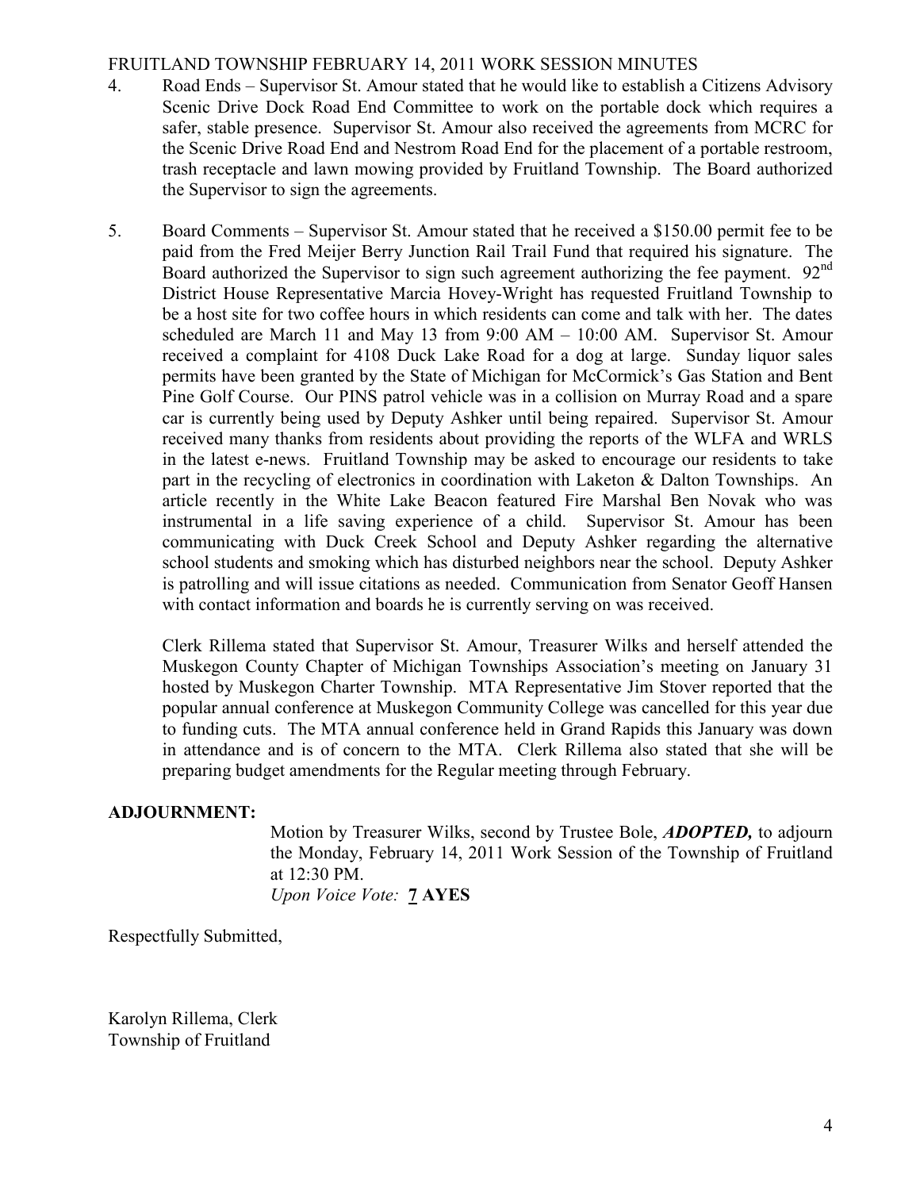4. Road Ends – Supervisor St. Amour stated that he would like to establish a Citizens Advisory Scenic Drive Dock Road End Committee to work on the portable dock which requires a safer, stable presence. Supervisor St. Amour also received the agreements from MCRC for the Scenic Drive Road End and Nestrom Road End for the placement of a portable restroom, trash receptacle and lawn mowing provided by Fruitland Township. The Board authorized the Supervisor to sign the agreements.

5. Board Comments – Supervisor St. Amour stated that he received a $150.00 permit fee to be paid from the Fred Meijer Berry Junction Rail Trail Fund that required his signature. The Board authorized the Supervisor to sign such agreement authorizing the fee payment. 92nd District House Representative Marcia Hovey-Wright has requested Fruitland Township to be a host site for two coffee hours in which residents can come and talk with her. The dates scheduled are March 11 and May 13 from 9:00 AM – 10:00 AM. Supervisor St. Amour received a complaint for 4108 Duck Lake Road for a dog at large. Sunday liquor sales permits have been granted by the State of Michigan for McCormick's Gas Station and Bent Pine Golf Course. Our PINS patrol vehicle was in a collision on Murray Road and a spare car is currently being used by Deputy Ashker until being repaired. Supervisor St. Amour received many thanks from residents about providing the reports of the WLFA and WRLS in the latest e-news. Fruitland Township may be asked to encourage our residents to take part in the recycling of electronics in coordination with Laketon & Dalton Townships. An article recently in the White Lake Beacon featured Fire Marshal Ben Novak who was instrumental in a life saving experience of a child. Supervisor St. Amour has been communicating with Duck Creek School and Deputy Ashker regarding the alternative school students and smoking which has disturbed neighbors near the school. Deputy Ashker is patrolling and will issue citations as needed. Communication from Senator Geoff Hansen with contact information and boards he is currently serving on was received.

   Clerk Rillema stated that Supervisor St. Amour, Treasurer Wilks and herself attended the Muskegon County Chapter of Michigan Townships Association's meeting on January 31 hosted by Muskegon Charter Township. MTA Representative Jim Stover reported that the popular annual conference at Muskegon Community College was cancelled for this year due to funding cuts. The MTA annual conference held in Grand Rapids this January was down in attendance and is of concern to the MTA. Clerk Rillema also stated that she will be preparing budget amendments for the Regular meeting through February.

**ADJOURNMENT:**

Motion by Treasurer Wilks, second by Trustee Bole, ***ADOPTED,*** to adjourn the Monday, February 14, 2011 Work Session of the Township of Fruitland at 12:30 PM.
*Upon Voice Vote:* **7 AYES**

Respectfully Submitted,

Karolyn Rillema, Clerk
Township of Fruitland